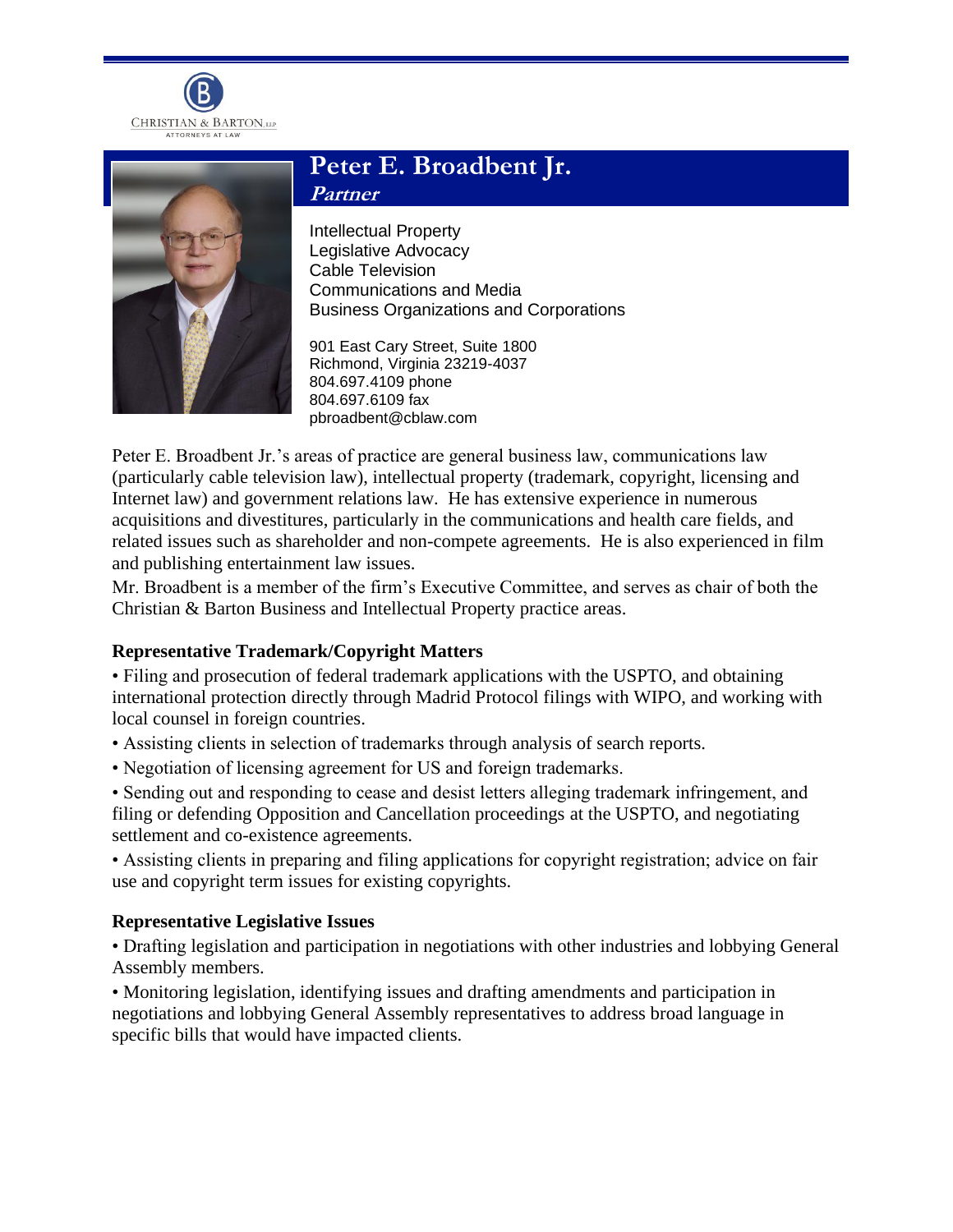CHRISTIAN & BARTON, LLP
ATTORNEYS AT LAW

# Peter E. Broadbent Jr.

***Partner***

Intellectual Property
Legislative Advocacy
Cable Television
Communications and Media
Business Organizations and Corporations

901 East Cary Street, Suite 1800
Richmond, Virginia 23219-4037
804.697.4109 phone
804.697.6109 fax
pbroadbent@cblaw.com

Peter E. Broadbent Jr.'s areas of practice are general business law, communications law (particularly cable television law), intellectual property (trademark, copyright, licensing and Internet law) and government relations law. He has extensive experience in numerous acquisitions and divestitures, particularly in the communications and health care fields, and related issues such as shareholder and non-compete agreements. He is also experienced in film and publishing entertainment law issues.

Mr. Broadbent is a member of the firm's Executive Committee, and serves as chair of both the Christian & Barton Business and Intellectual Property practice areas.

## Representative Trademark/Copyright Matters

- Filing and prosecution of federal trademark applications with the USPTO, and obtaining international protection directly through Madrid Protocol filings with WIPO, and working with local counsel in foreign countries.
- Assisting clients in selection of trademarks through analysis of search reports.
- Negotiation of licensing agreement for US and foreign trademarks.
- Sending out and responding to cease and desist letters alleging trademark infringement, and filing or defending Opposition and Cancellation proceedings at the USPTO, and negotiating settlement and co-existence agreements.
- Assisting clients in preparing and filing applications for copyright registration; advice on fair use and copyright term issues for existing copyrights.

## Representative Legislative Issues

- Drafting legislation and participation in negotiations with other industries and lobbying General Assembly members.
- Monitoring legislation, identifying issues and drafting amendments and participation in negotiations and lobbying General Assembly representatives to address broad language in specific bills that would have impacted clients.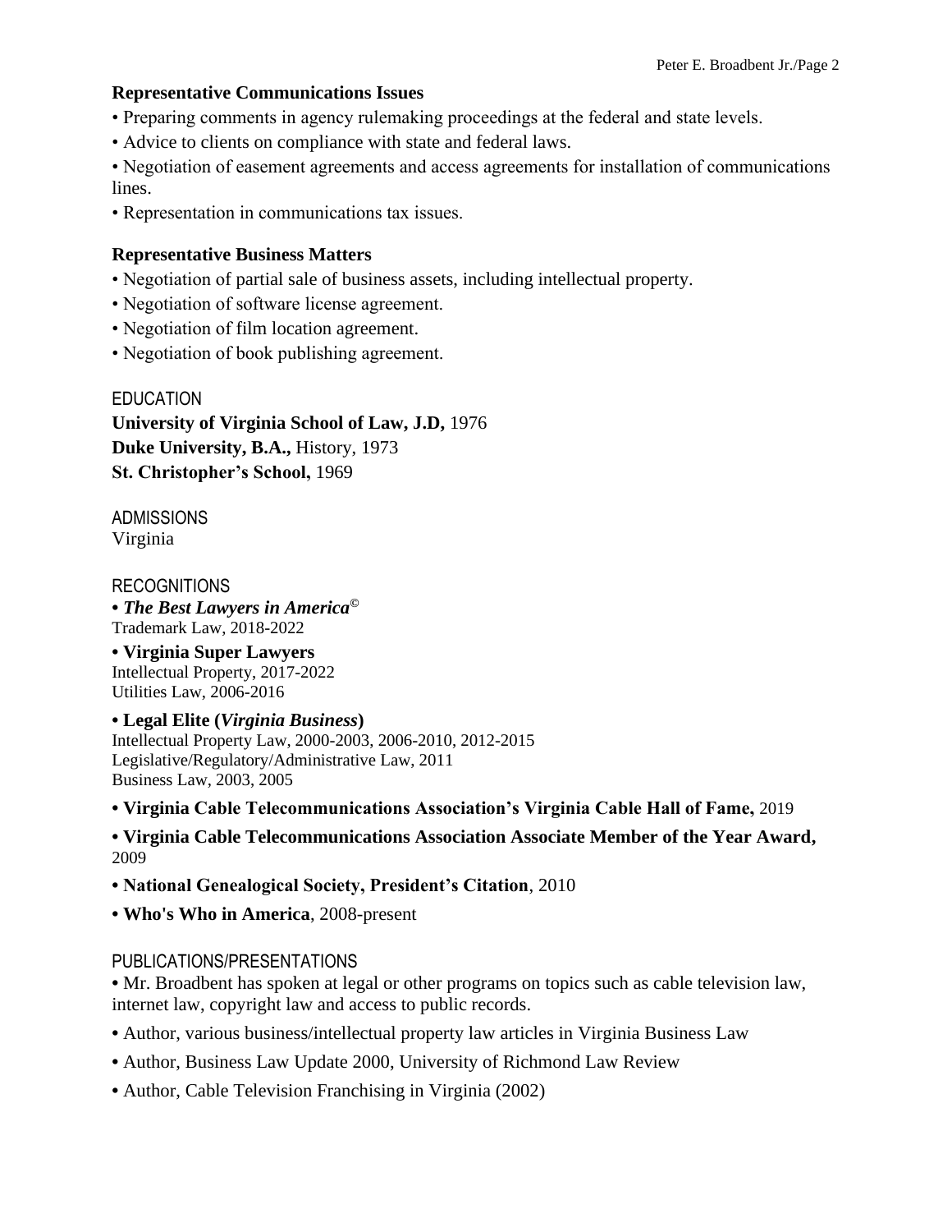### Representative Communications Issues

- Preparing comments in agency rulemaking proceedings at the federal and state levels.
- Advice to clients on compliance with state and federal laws.
- Negotiation of easement agreements and access agreements for installation of communications lines.
- Representation in communications tax issues.

### Representative Business Matters

- Negotiation of partial sale of business assets, including intellectual property.
- Negotiation of software license agreement.
- Negotiation of film location agreement.
- Negotiation of book publishing agreement.

## EDUCATION

**University of Virginia School of Law, J.D,** 1976
**Duke University, B.A.,** History, 1973
**St. Christopher's School,** 1969

## ADMISSIONS

Virginia

## RECOGNITIONS

- ***The Best Lawyers in America***©
  Trademark Law, 2018-2022
- **Virginia Super Lawyers**
  Intellectual Property, 2017-2022
  Utilities Law, 2006-2016
- **Legal Elite (*Virginia Business*)**
  Intellectual Property Law, 2000-2003, 2006-2010, 2012-2015
  Legislative/Regulatory/Administrative Law, 2011
  Business Law, 2003, 2005
- **Virginia Cable Telecommunications Association's Virginia Cable Hall of Fame,** 2019
- **Virginia Cable Telecommunications Association Associate Member of the Year Award,** 2009
- **National Genealogical Society, President's Citation**, 2010
- **Who's Who in America**, 2008-present

## PUBLICATIONS/PRESENTATIONS

- Mr. Broadbent has spoken at legal or other programs on topics such as cable television law, internet law, copyright law and access to public records.
- Author, various business/intellectual property law articles in Virginia Business Law
- Author, Business Law Update 2000, University of Richmond Law Review
- Author, Cable Television Franchising in Virginia (2002)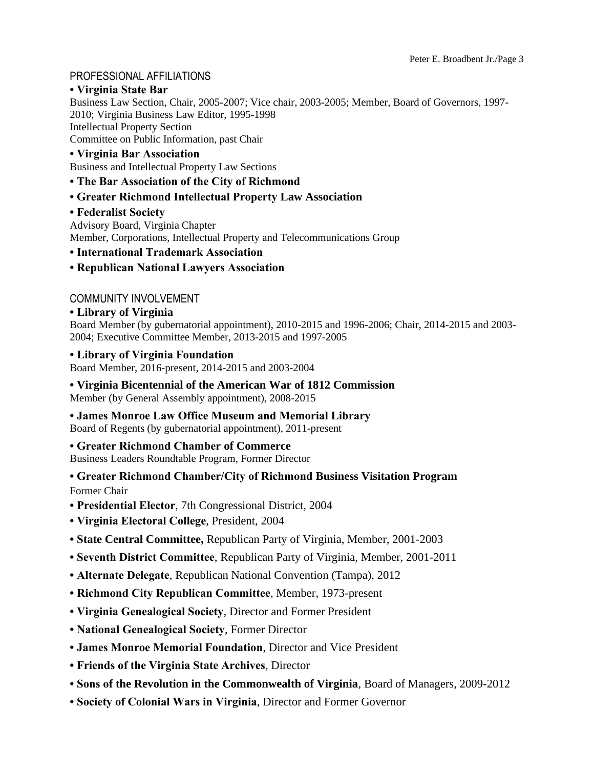## PROFESSIONAL AFFILIATIONS

- **Virginia State Bar**
  Business Law Section, Chair, 2005-2007; Vice chair, 2003-2005; Member, Board of Governors, 1997-2010; Virginia Business Law Editor, 1995-1998
  Intellectual Property Section
  Committee on Public Information, past Chair
- **Virginia Bar Association**
  Business and Intellectual Property Law Sections
- **The Bar Association of the City of Richmond**
- **Greater Richmond Intellectual Property Law Association**
- **Federalist Society**
  Advisory Board, Virginia Chapter
  Member, Corporations, Intellectual Property and Telecommunications Group
- **International Trademark Association**
- **Republican National Lawyers Association**

## COMMUNITY INVOLVEMENT

- **Library of Virginia**
  Board Member (by gubernatorial appointment), 2010-2015 and 1996-2006; Chair, 2014-2015 and 2003-2004; Executive Committee Member, 2013-2015 and 1997-2005
- **Library of Virginia Foundation**
  Board Member, 2016-present, 2014-2015 and 2003-2004
- **Virginia Bicentennial of the American War of 1812 Commission**
  Member (by General Assembly appointment), 2008-2015
- **James Monroe Law Office Museum and Memorial Library**
  Board of Regents (by gubernatorial appointment), 2011-present
- **Greater Richmond Chamber of Commerce**
  Business Leaders Roundtable Program, Former Director
- **Greater Richmond Chamber/City of Richmond Business Visitation Program**
  Former Chair
- **Presidential Elector**, 7th Congressional District, 2004
- **Virginia Electoral College**, President, 2004
- **State Central Committee,** Republican Party of Virginia, Member, 2001-2003
- **Seventh District Committee**, Republican Party of Virginia, Member, 2001-2011
- **Alternate Delegate**, Republican National Convention (Tampa), 2012
- **Richmond City Republican Committee**, Member, 1973-present
- **Virginia Genealogical Society**, Director and Former President
- **National Genealogical Society**, Former Director
- **James Monroe Memorial Foundation**, Director and Vice President
- **Friends of the Virginia State Archives**, Director
- **Sons of the Revolution in the Commonwealth of Virginia**, Board of Managers, 2009-2012
- **Society of Colonial Wars in Virginia**, Director and Former Governor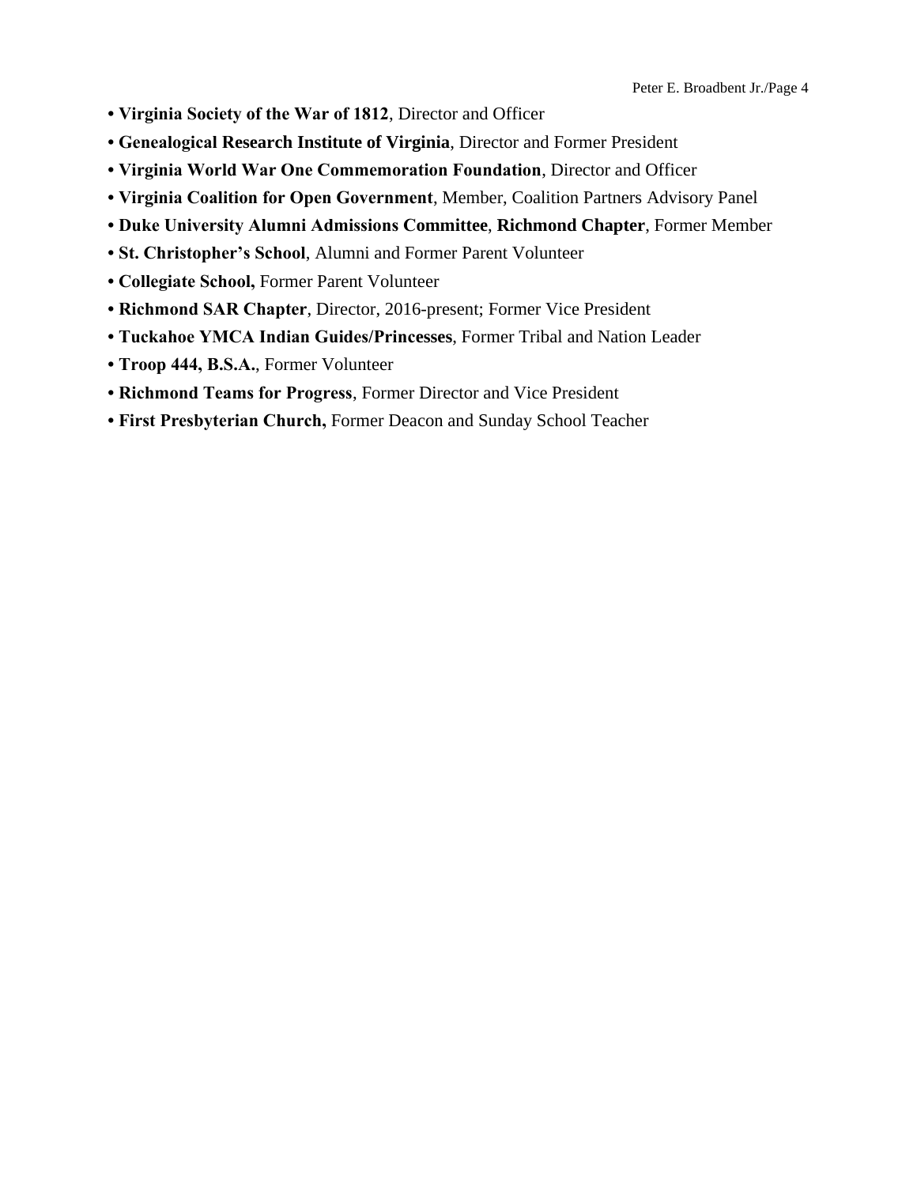- **Virginia Society of the War of 1812**, Director and Officer
- **Genealogical Research Institute of Virginia**, Director and Former President
- **Virginia World War One Commemoration Foundation**, Director and Officer
- **Virginia Coalition for Open Government**, Member, Coalition Partners Advisory Panel
- **Duke University Alumni Admissions Committee**, **Richmond Chapter**, Former Member
- **St. Christopher's School**, Alumni and Former Parent Volunteer
- **Collegiate School,** Former Parent Volunteer
- **Richmond SAR Chapter**, Director, 2016-present; Former Vice President
- **Tuckahoe YMCA Indian Guides/Princesses**, Former Tribal and Nation Leader
- **Troop 444, B.S.A.**, Former Volunteer
- **Richmond Teams for Progress**, Former Director and Vice President
- **First Presbyterian Church,** Former Deacon and Sunday School Teacher